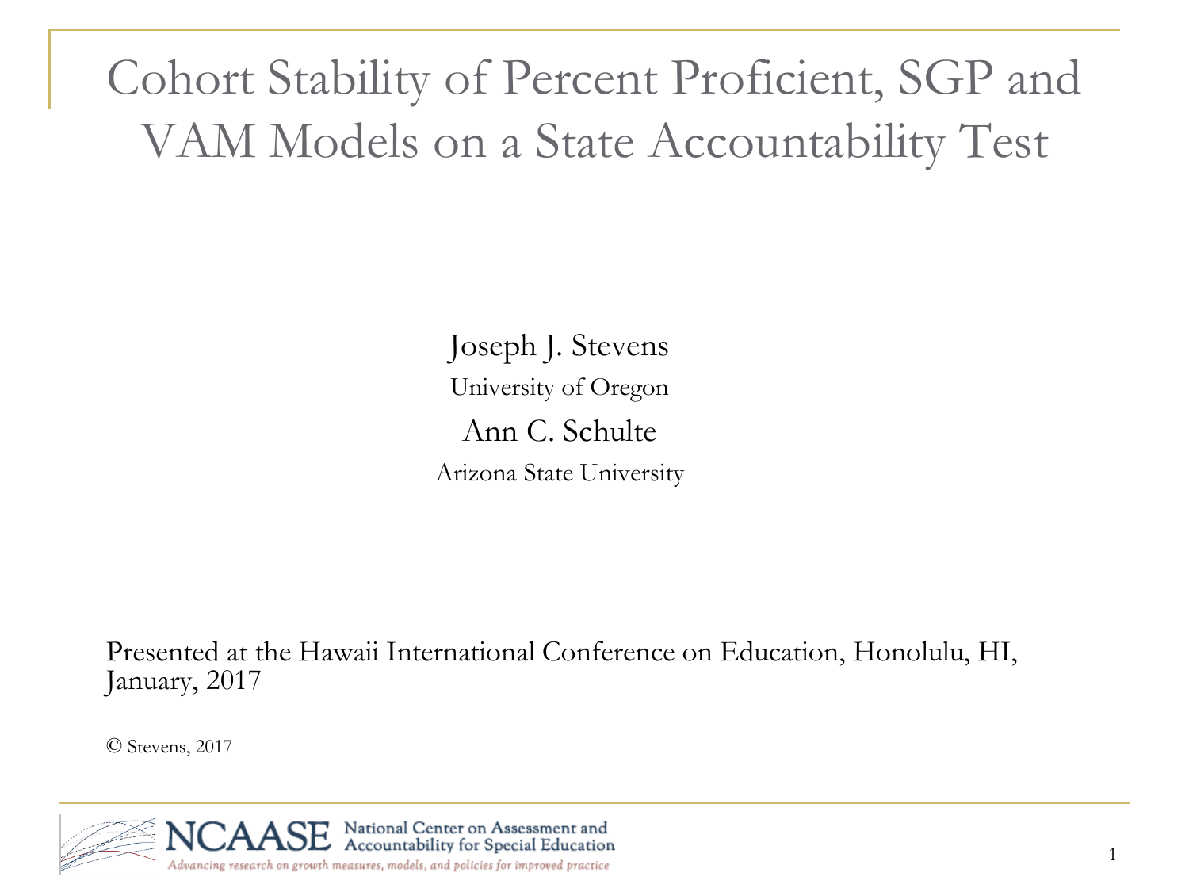# Cohort Stability of Percent Proficient, SGP and VAM Models on a State Accountability Test

Joseph J. Stevens

University of Oregon

Ann C. Schulte

Arizona State University

Presented at the Hawaii International Conference on Education, Honolulu, HI, January, 2017

© Stevens, 2017

NCAASE National Center on Assessment and Accountability for Special Education

*Advancing research on growth measures, models, and policies for improved practice*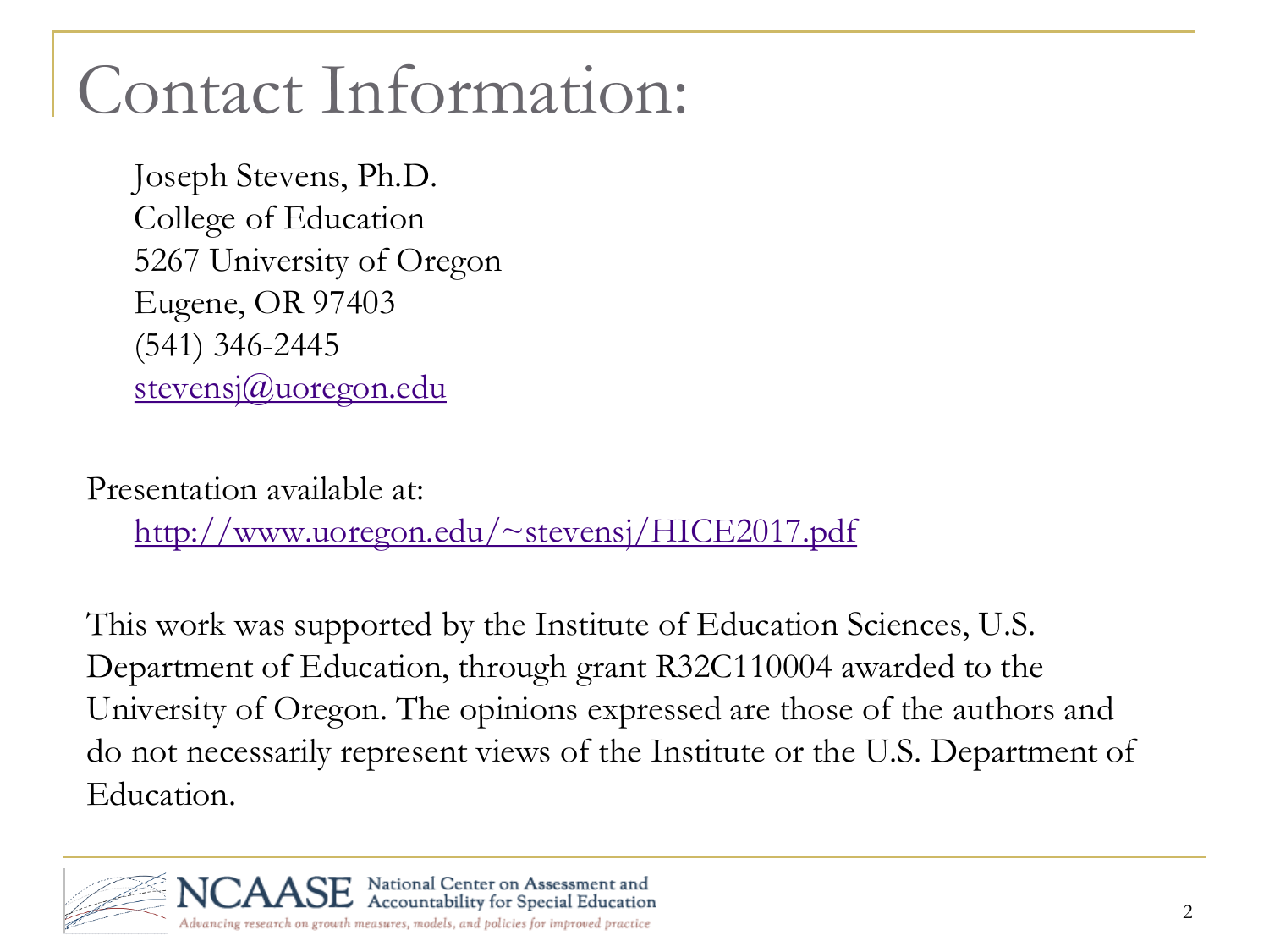# Contact Information:

Joseph Stevens, Ph.D.
College of Education
5267 University of Oregon
Eugene, OR 97403
(541) 346-2445
stevensj@uoregon.edu

Presentation available at:
http://www.uoregon.edu/~stevensj/HICE2017.pdf

This work was supported by the Institute of Education Sciences, U.S. Department of Education, through grant R32C110004 awarded to the University of Oregon. The opinions expressed are those of the authors and do not necessarily represent views of the Institute or the U.S. Department of Education.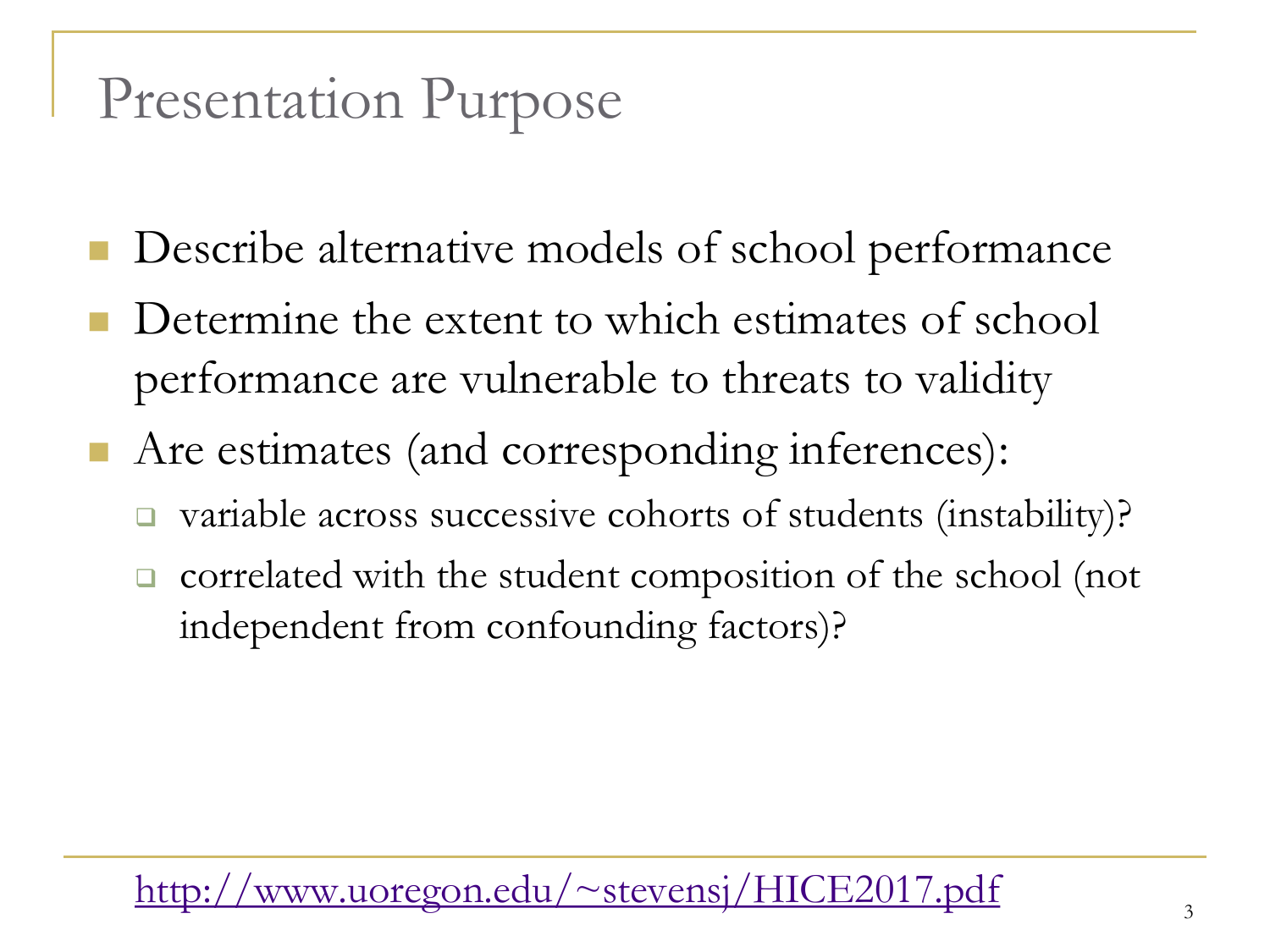# Presentation Purpose

- Describe alternative models of school performance
- Determine the extent to which estimates of school performance are vulnerable to threats to validity
- Are estimates (and corresponding inferences):
  - variable across successive cohorts of students (instability)?
  - correlated with the student composition of the school (not independent from confounding factors)?

http://www.uoregon.edu/~stevensj/HICE2017.pdf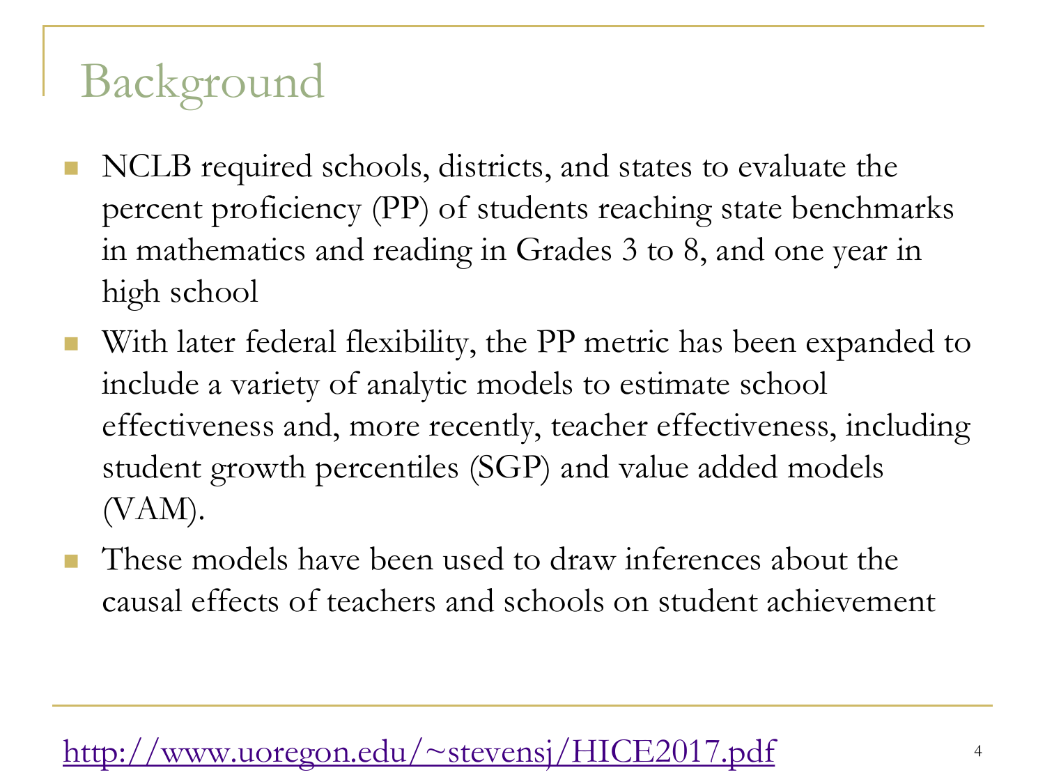# Background

- NCLB required schools, districts, and states to evaluate the percent proficiency (PP) of students reaching state benchmarks in mathematics and reading in Grades 3 to 8, and one year in high school
- With later federal flexibility, the PP metric has been expanded to include a variety of analytic models to estimate school effectiveness and, more recently, teacher effectiveness, including student growth percentiles (SGP) and value added models (VAM).
- These models have been used to draw inferences about the causal effects of teachers and schools on student achievement

[http://www.uoregon.edu/~stevensj/HICE2017.pdf](http://www.uoregon.edu/~stevensj/HICE2017.pdf)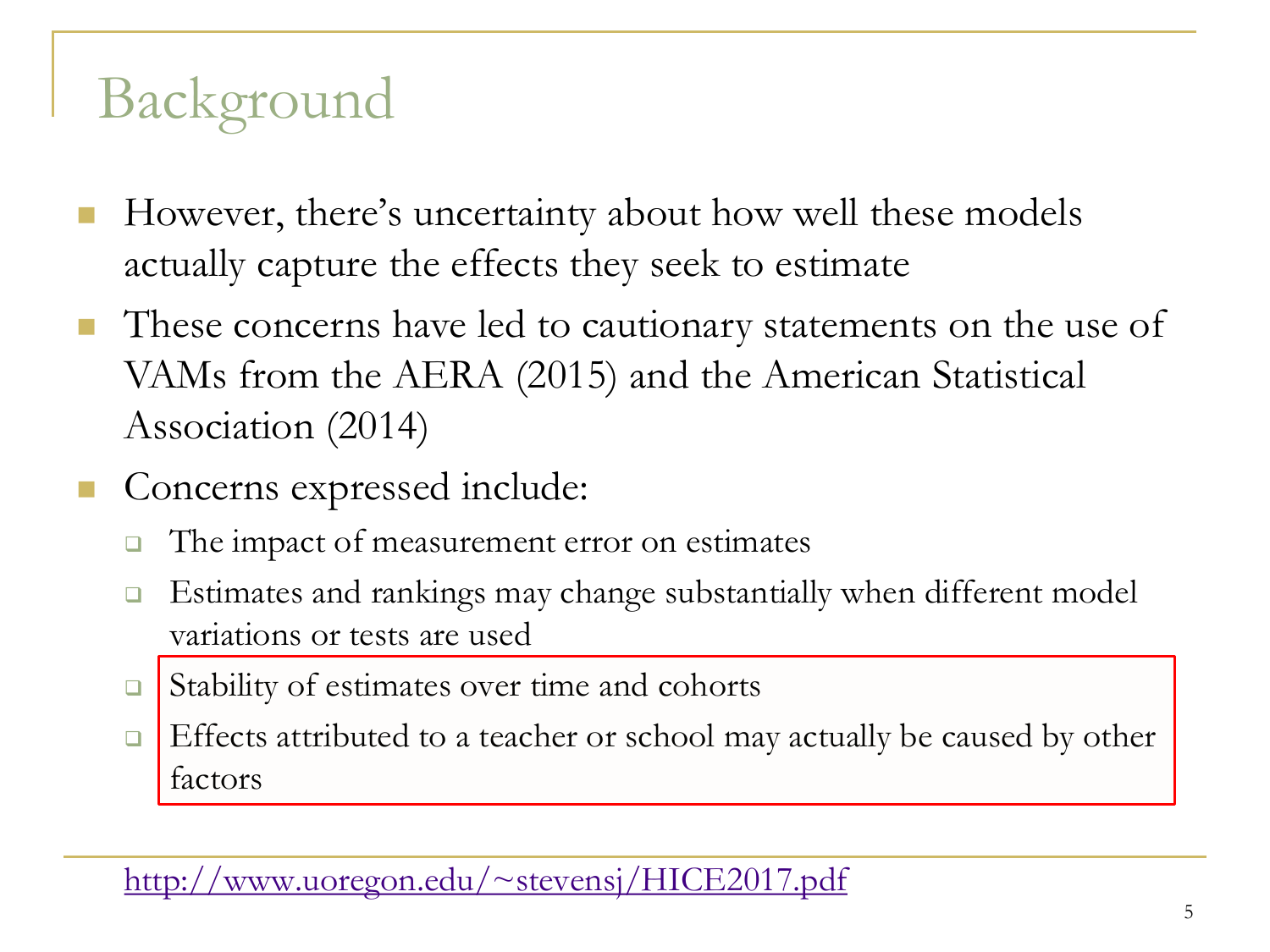# Background

- However, there's uncertainty about how well these models actually capture the effects they seek to estimate
- These concerns have led to cautionary statements on the use of VAMs from the AERA (2015) and the American Statistical Association (2014)
- Concerns expressed include:
  - The impact of measurement error on estimates
  - Estimates and rankings may change substantially when different model variations or tests are used
  - Stability of estimates over time and cohorts
  - Effects attributed to a teacher or school may actually be caused by other factors

http://www.uoregon.edu/~stevensj/HICE2017.pdf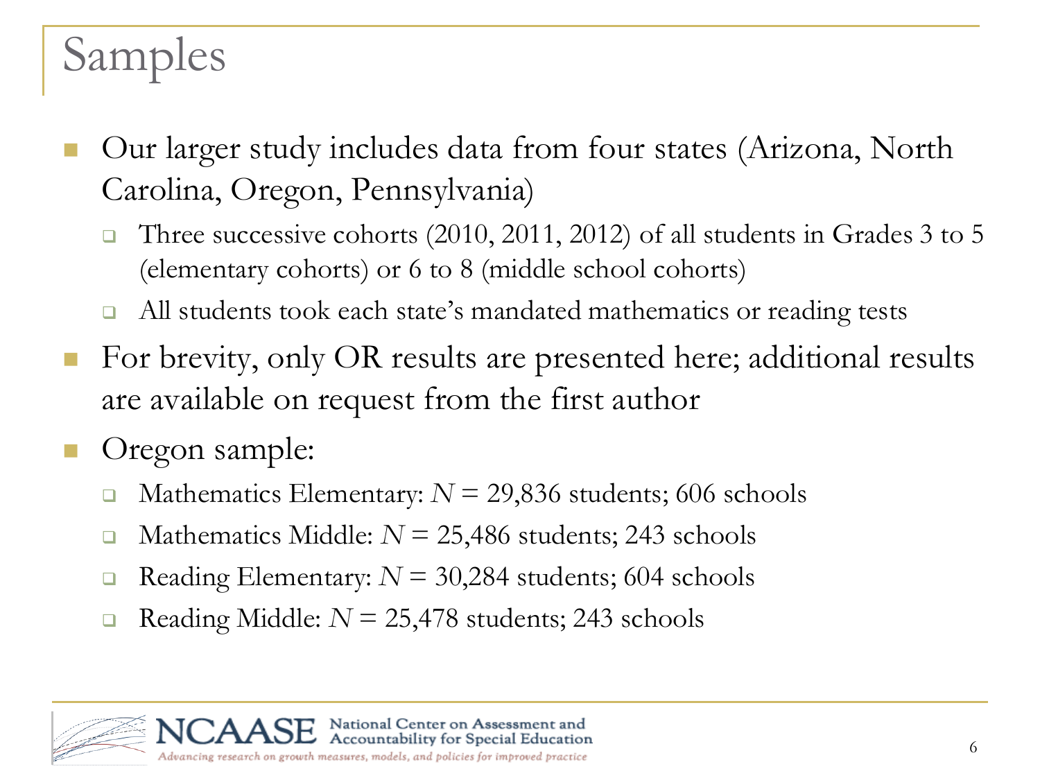# Samples

- Our larger study includes data from four states (Arizona, North Carolina, Oregon, Pennsylvania)
  - Three successive cohorts (2010, 2011, 2012) of all students in Grades 3 to 5 (elementary cohorts) or 6 to 8 (middle school cohorts)
  - All students took each state's mandated mathematics or reading tests
- For brevity, only OR results are presented here; additional results are available on request from the first author
- Oregon sample:
  - Mathematics Elementary: $N$ = 29,836 students; 606 schools
  - Mathematics Middle: $N$ = 25,486 students; 243 schools
  - Reading Elementary: $N$ = 30,284 students; 604 schools
  - Reading Middle: $N$ = 25,478 students; 243 schools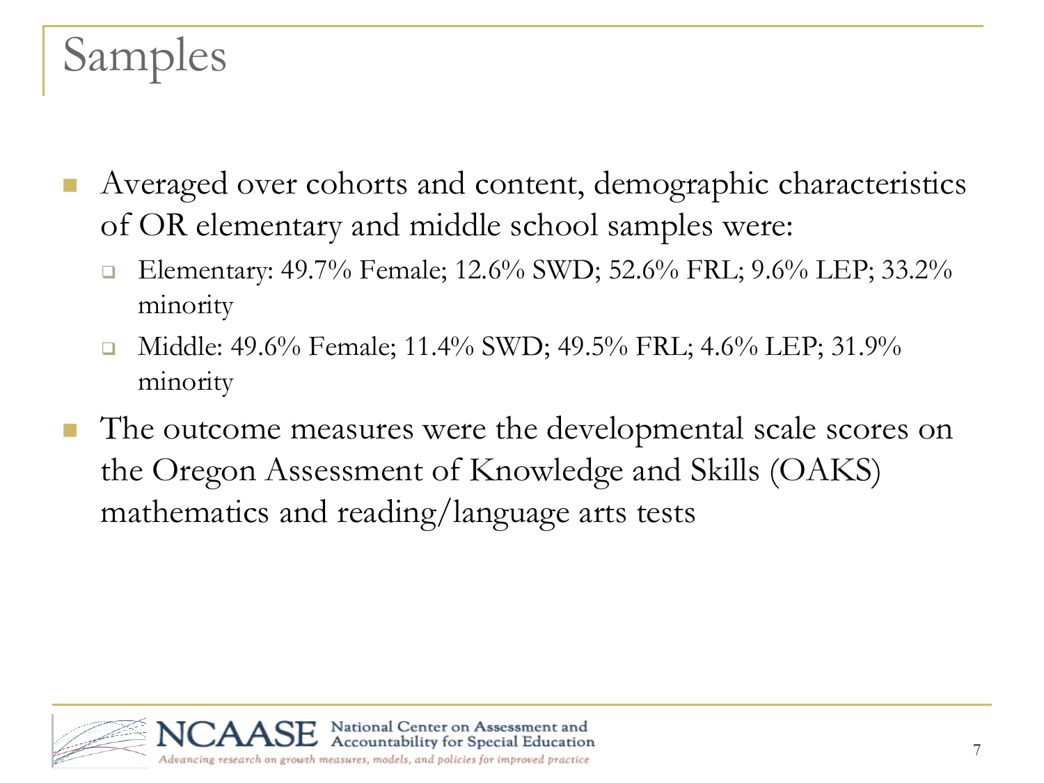# Samples

- Averaged over cohorts and content, demographic characteristics of OR elementary and middle school samples were:
  - Elementary: 49.7% Female; 12.6% SWD; 52.6% FRL; 9.6% LEP; 33.2% minority
  - Middle: 49.6% Female; 11.4% SWD; 49.5% FRL; 4.6% LEP; 31.9% minority
- The outcome measures were the developmental scale scores on the Oregon Assessment of Knowledge and Skills (OAKS) mathematics and reading/language arts tests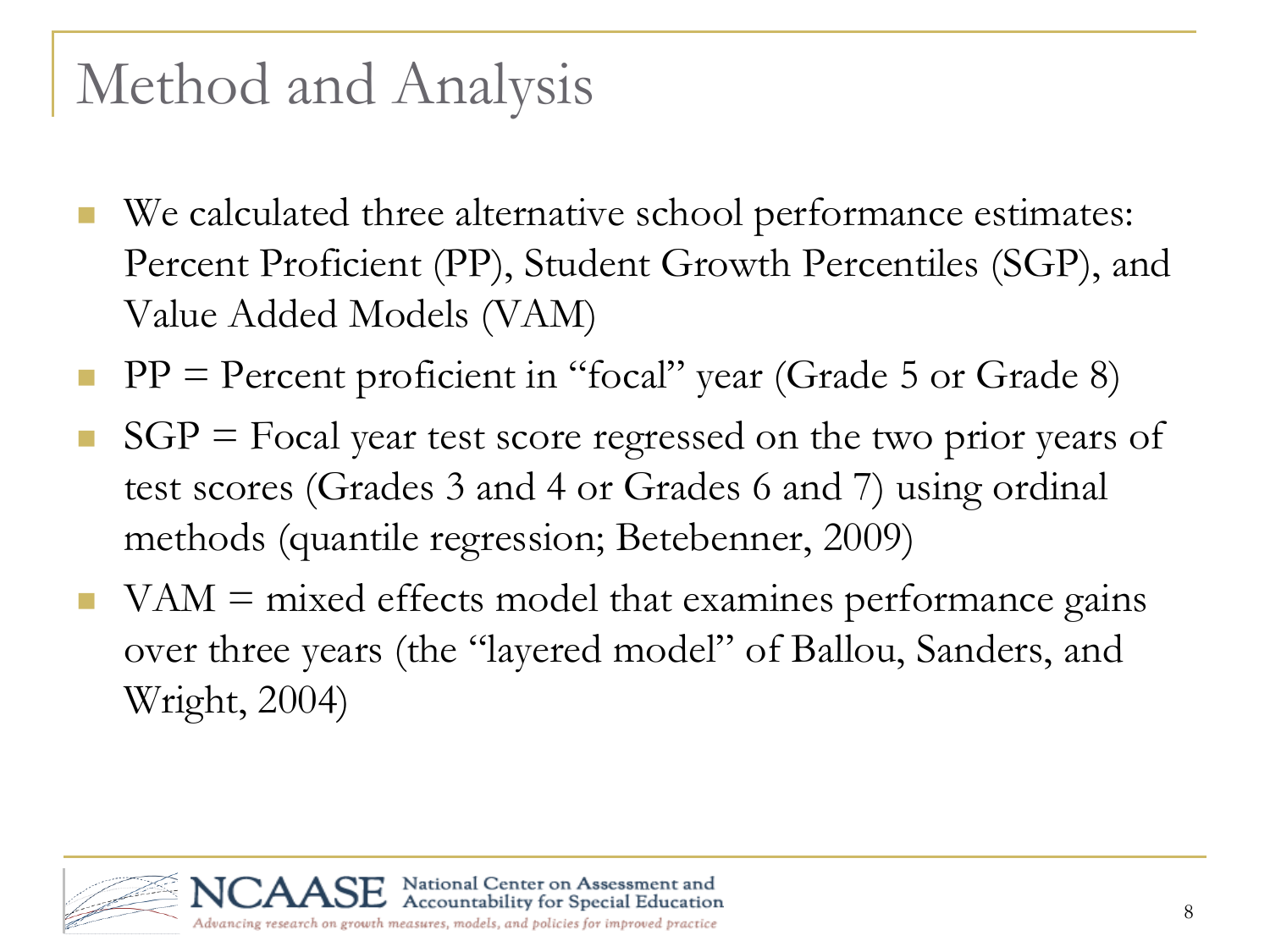# Method and Analysis

- We calculated three alternative school performance estimates: Percent Proficient (PP), Student Growth Percentiles (SGP), and Value Added Models (VAM)
- PP = Percent proficient in "focal" year (Grade 5 or Grade 8)
- SGP = Focal year test score regressed on the two prior years of test scores (Grades 3 and 4 or Grades 6 and 7) using ordinal methods (quantile regression; Betebenner, 2009)
- VAM = mixed effects model that examines performance gains over three years (the "layered model" of Ballou, Sanders, and Wright, 2004)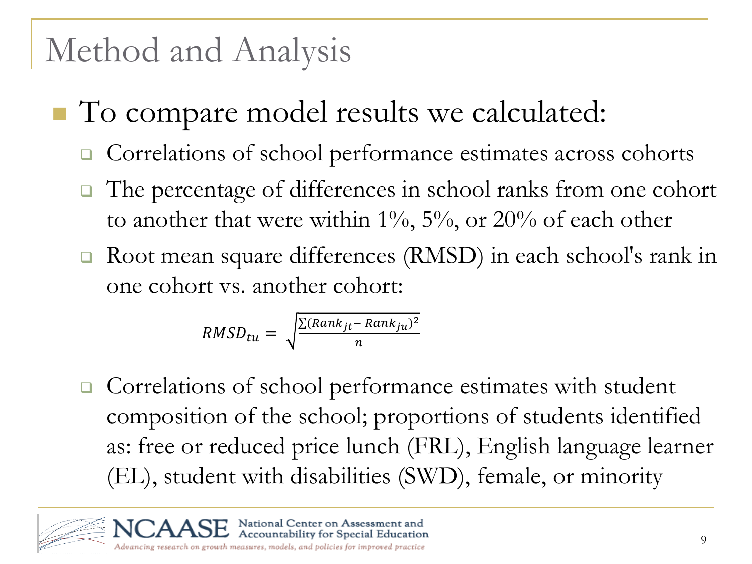# Method and Analysis

- To compare model results we calculated:
  - Correlations of school performance estimates across cohorts
  - The percentage of differences in school ranks from one cohort to another that were within 1%, 5%, or 20% of each other
  - Root mean square differences (RMSD) in each school's rank in one cohort vs. another cohort:

$$RMSD_{tu} = \sqrt{\frac{\sum(Rank_{jt} - Rank_{ju})^2}{n}}$$

  - Correlations of school performance estimates with student composition of the school; proportions of students identified as: free or reduced price lunch (FRL), English language learner (EL), student with disabilities (SWD), female, or minority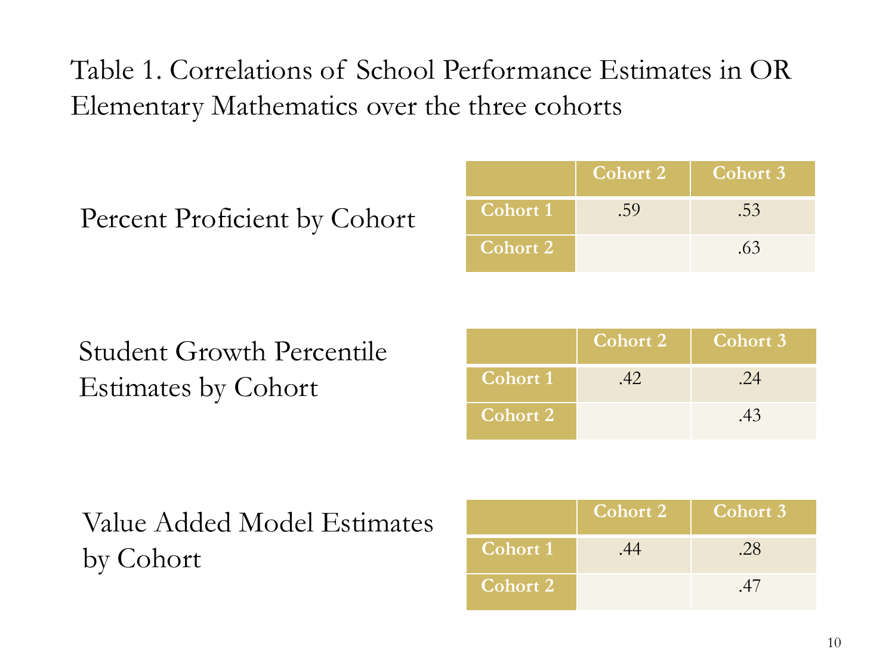## Table 1. Correlations of School Performance Estimates in OR Elementary Mathematics over the three cohorts

Percent Proficient by Cohort

| | Cohort 2 | Cohort 3 |
|---|---|---|
| Cohort 1 | .59 | .53 |
| Cohort 2 | | .63 |

Student Growth Percentile Estimates by Cohort

| | Cohort 2 | Cohort 3 |
|---|---|---|
| Cohort 1 | .42 | .24 |
| Cohort 2 | | .43 |

Value Added Model Estimates by Cohort

| | Cohort 2 | Cohort 3 |
|---|---|---|
| Cohort 1 | .44 | .28 |
| Cohort 2 | | .47 |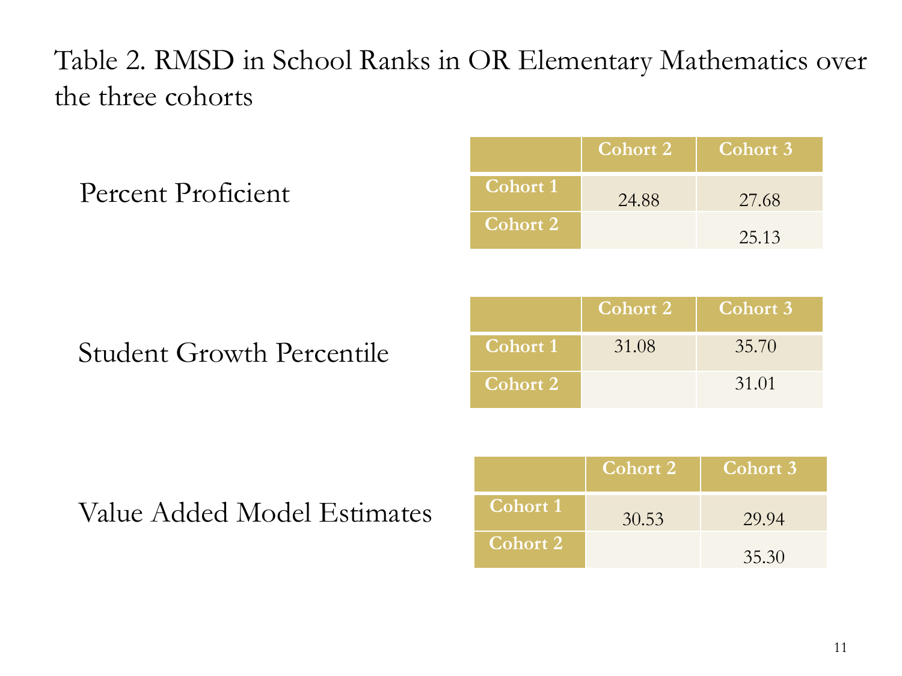# Table 2. RMSD in School Ranks in OR Elementary Mathematics over the three cohorts

Percent Proficient

| | Cohort 2 | Cohort 3 |
|---|---|---|
| Cohort 1 | 24.88 | 27.68 |
| Cohort 2 | | 25.13 |

Student Growth Percentile

| | Cohort 2 | Cohort 3 |
|---|---|---|
| Cohort 1 | 31.08 | 35.70 |
| Cohort 2 | | 31.01 |

Value Added Model Estimates

| | Cohort 2 | Cohort 3 |
|---|---|---|
| Cohort 1 | 30.53 | 29.94 |
| Cohort 2 | | 35.30 |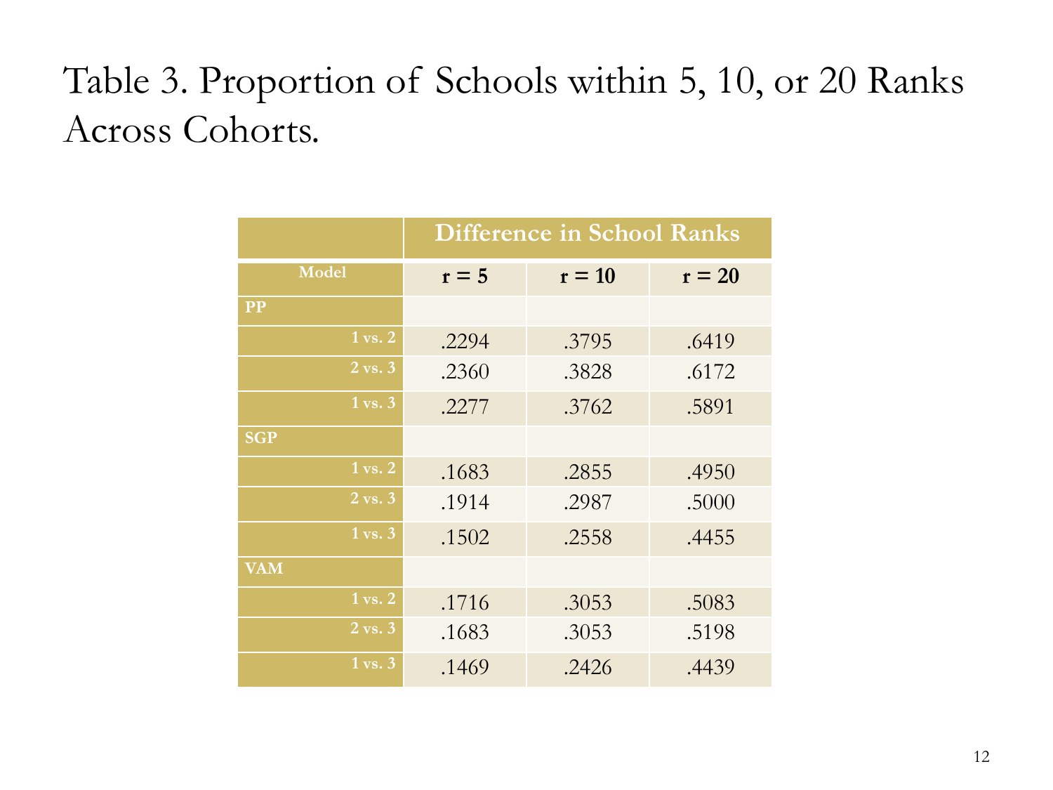# Table 3. Proportion of Schools within 5, 10, or 20 Ranks Across Cohorts.

| | Difference in School Ranks | | |
|---|---|---|---|
| **Model** | **r = 5** | **r = 10** | **r = 20** |
| **PP** | | | |
| 1 vs. 2 | .2294 | .3795 | .6419 |
| 2 vs. 3 | .2360 | .3828 | .6172 |
| 1 vs. 3 | .2277 | .3762 | .5891 |
| **SGP** | | | |
| 1 vs. 2 | .1683 | .2855 | .4950 |
| 2 vs. 3 | .1914 | .2987 | .5000 |
| 1 vs. 3 | .1502 | .2558 | .4455 |
| **VAM** | | | |
| 1 vs. 2 | .1716 | .3053 | .5083 |
| 2 vs. 3 | .1683 | .3053 | .5198 |
| 1 vs. 3 | .1469 | .2426 | .4439 |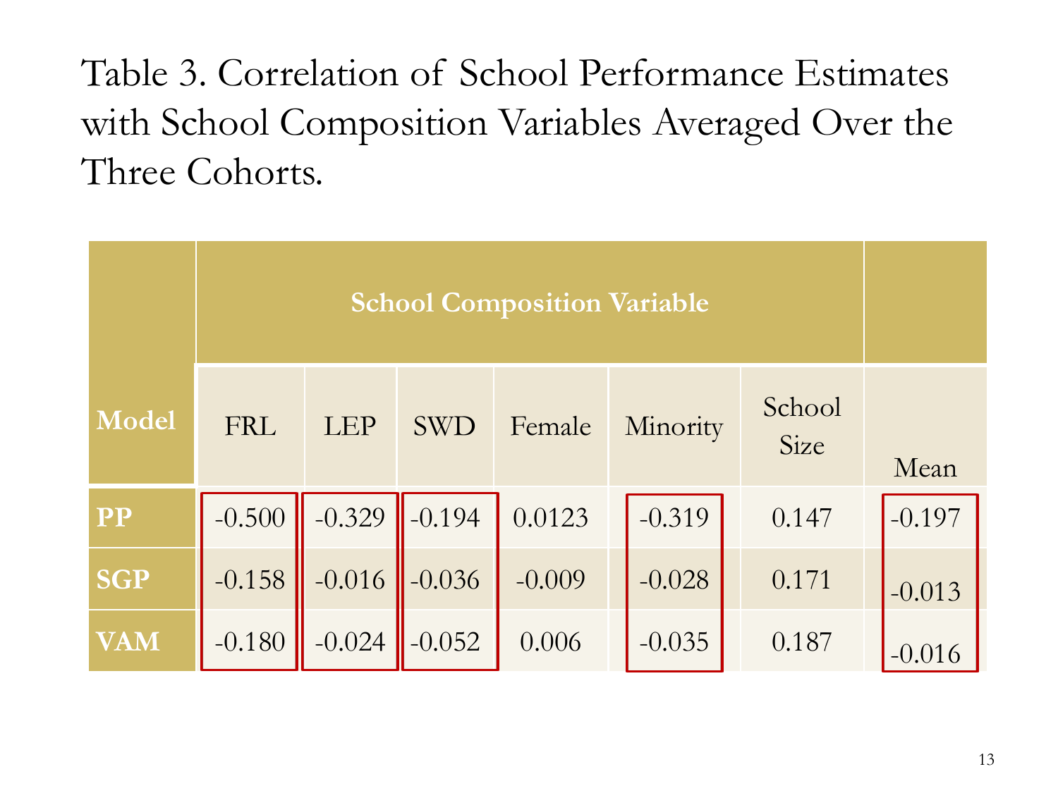Table 3. Correlation of School Performance Estimates with School Composition Variables Averaged Over the Three Cohorts.

| Model | School Composition Variable | | | | | | |
|---|---|---|---|---|---|---|---|
| | FRL | LEP | SWD | Female | Minority | School Size | Mean |
| **PP** | -0.500 | -0.329 | -0.194 | 0.0123 | -0.319 | 0.147 | -0.197 |
| **SGP** | -0.158 | -0.016 | -0.036 | -0.009 | -0.028 | 0.171 | -0.013 |
| **VAM** | -0.180 | -0.024 | -0.052 | 0.006 | -0.035 | 0.187 | -0.016 |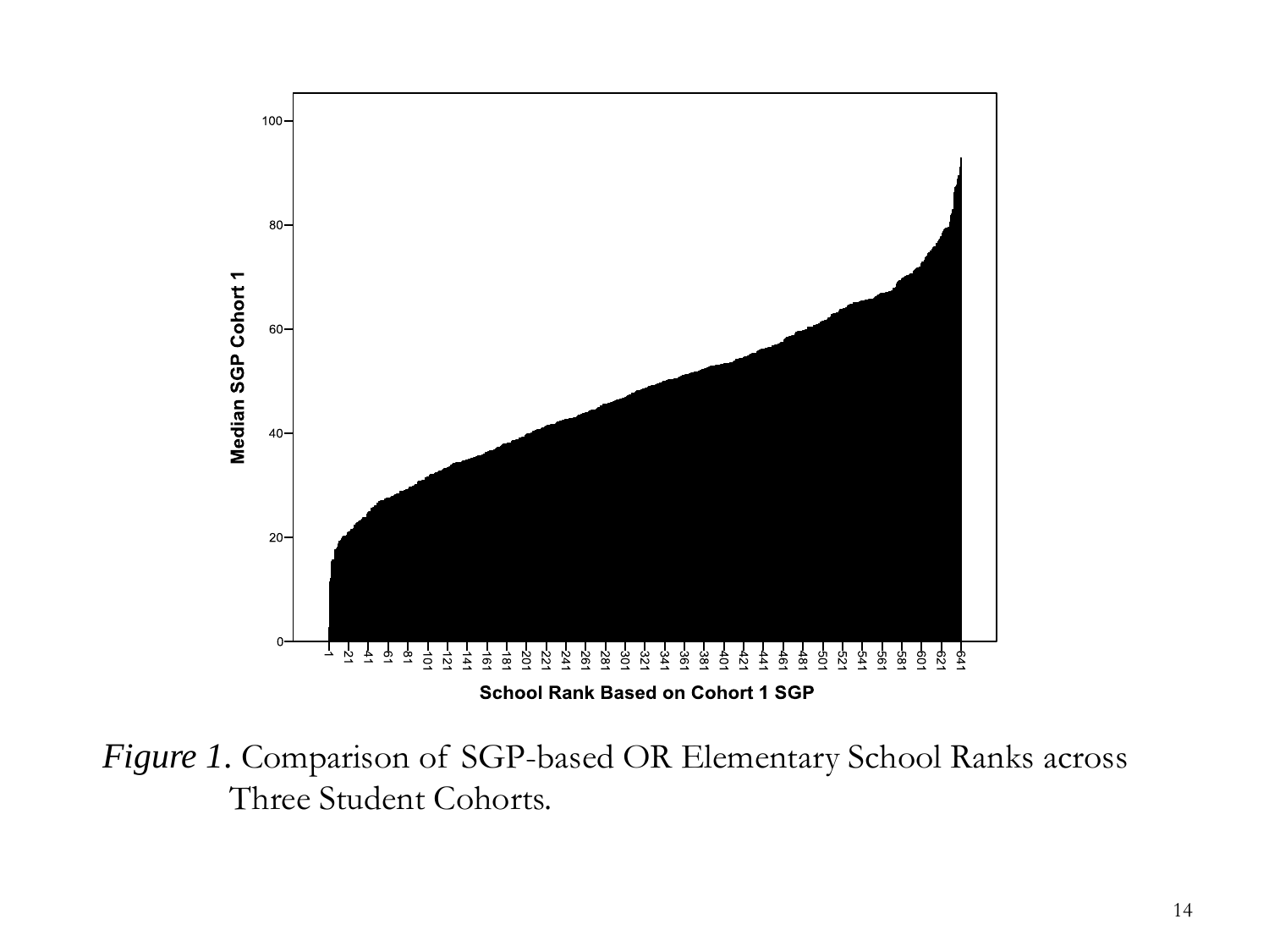*Figure 1*. Comparison of SGP-based OR Elementary School Ranks across Three Student Cohorts.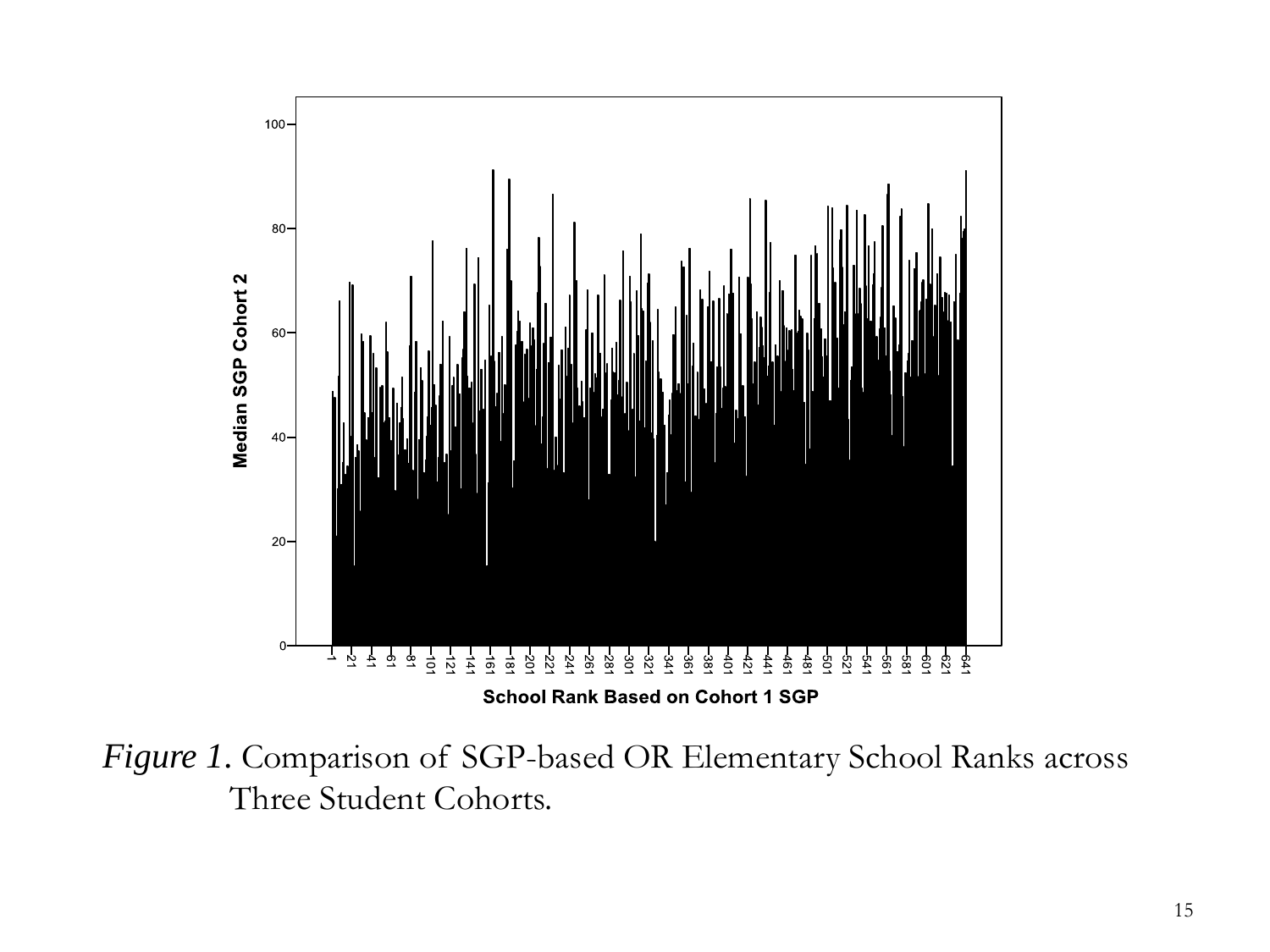*Figure 1.* Comparison of SGP-based OR Elementary School Ranks across Three Student Cohorts.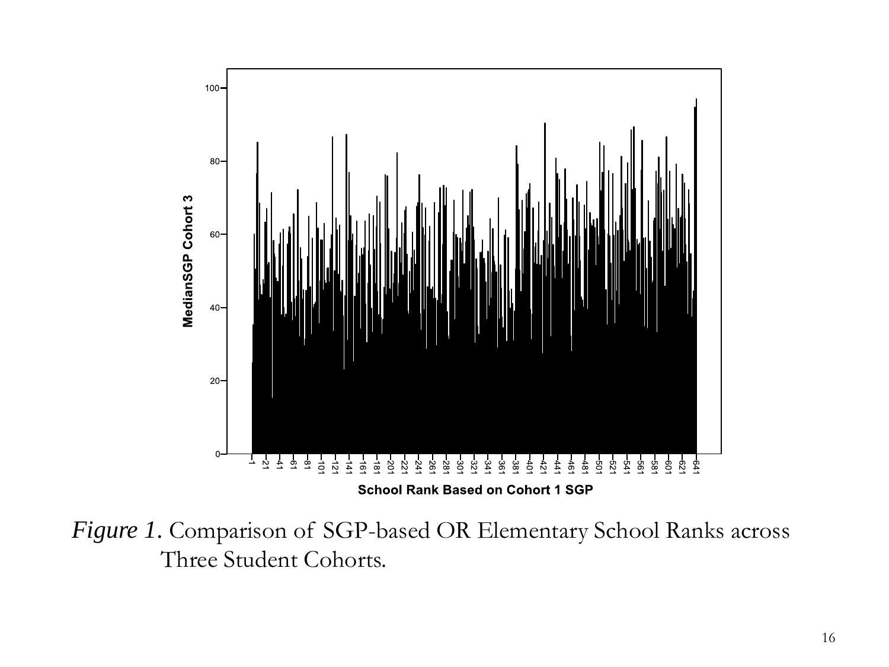*Figure 1*. Comparison of SGP-based OR Elementary School Ranks across Three Student Cohorts.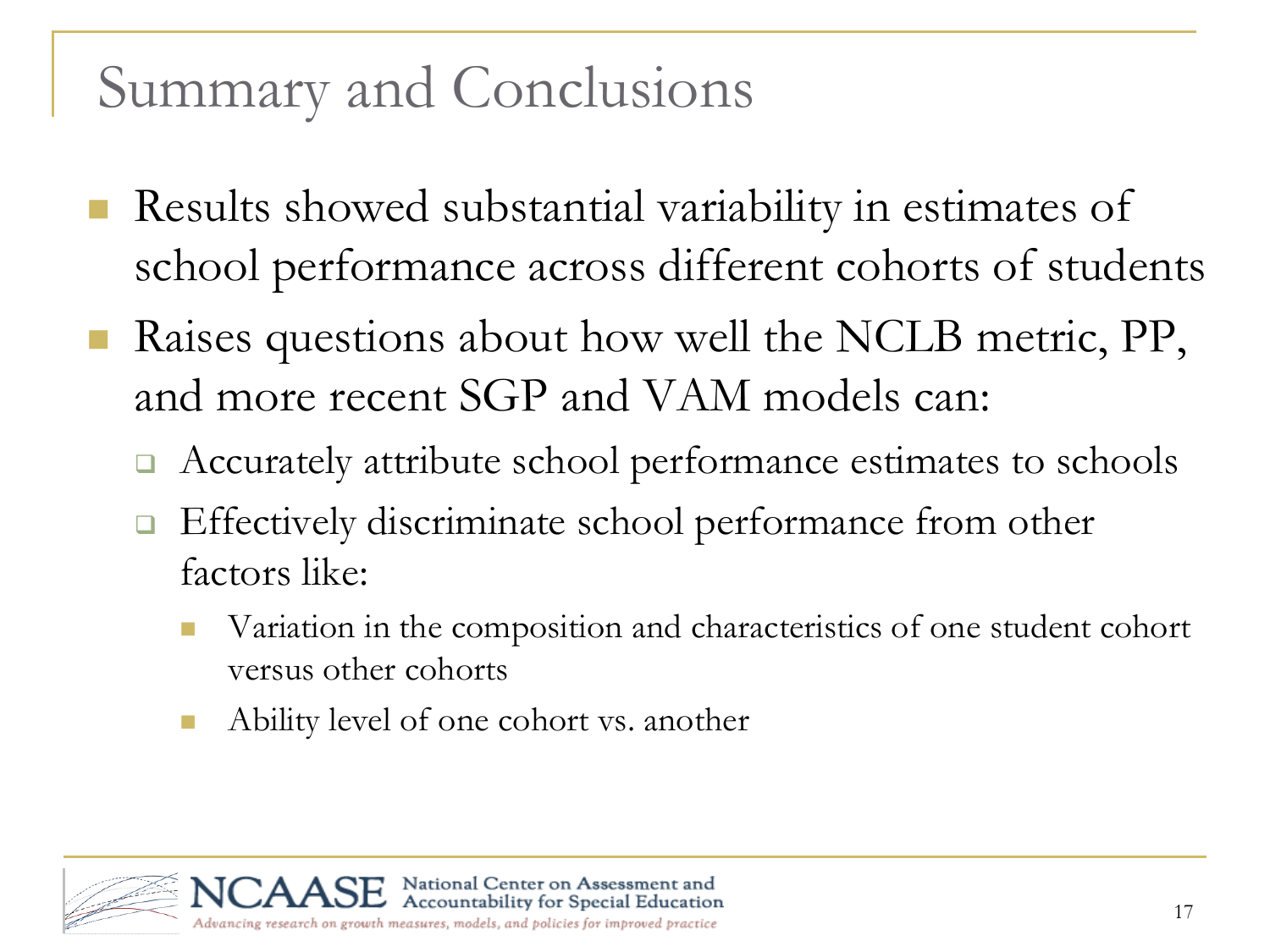# Summary and Conclusions

- Results showed substantial variability in estimates of school performance across different cohorts of students
- Raises questions about how well the NCLB metric, PP, and more recent SGP and VAM models can:
  - Accurately attribute school performance estimates to schools
  - Effectively discriminate school performance from other factors like:
    - Variation in the composition and characteristics of one student cohort versus other cohorts
    - Ability level of one cohort vs. another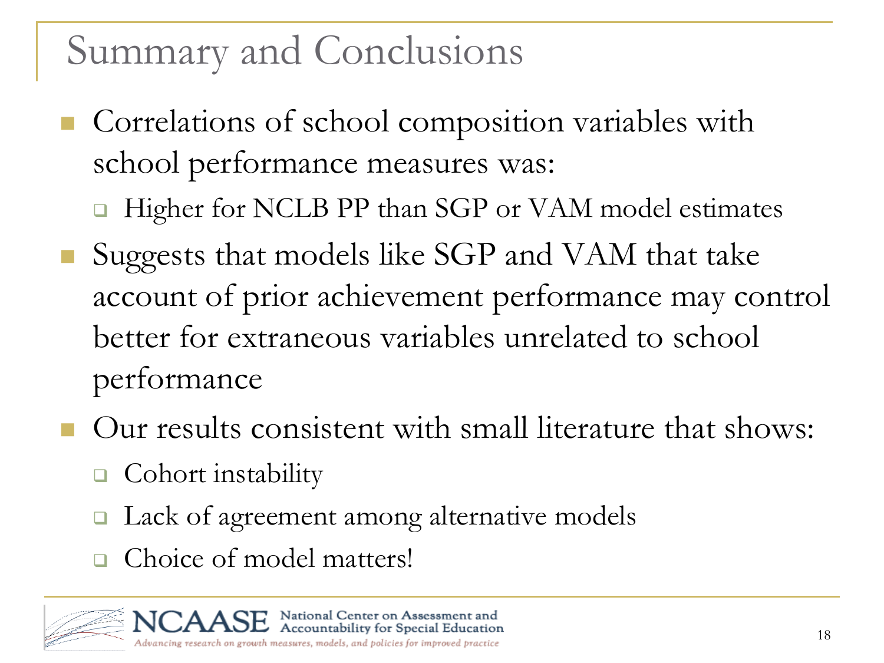# Summary and Conclusions

- Correlations of school composition variables with school performance measures was:
  - Higher for NCLB PP than SGP or VAM model estimates
- Suggests that models like SGP and VAM that take account of prior achievement performance may control better for extraneous variables unrelated to school performance
- Our results consistent with small literature that shows:
  - Cohort instability
  - Lack of agreement among alternative models
  - Choice of model matters!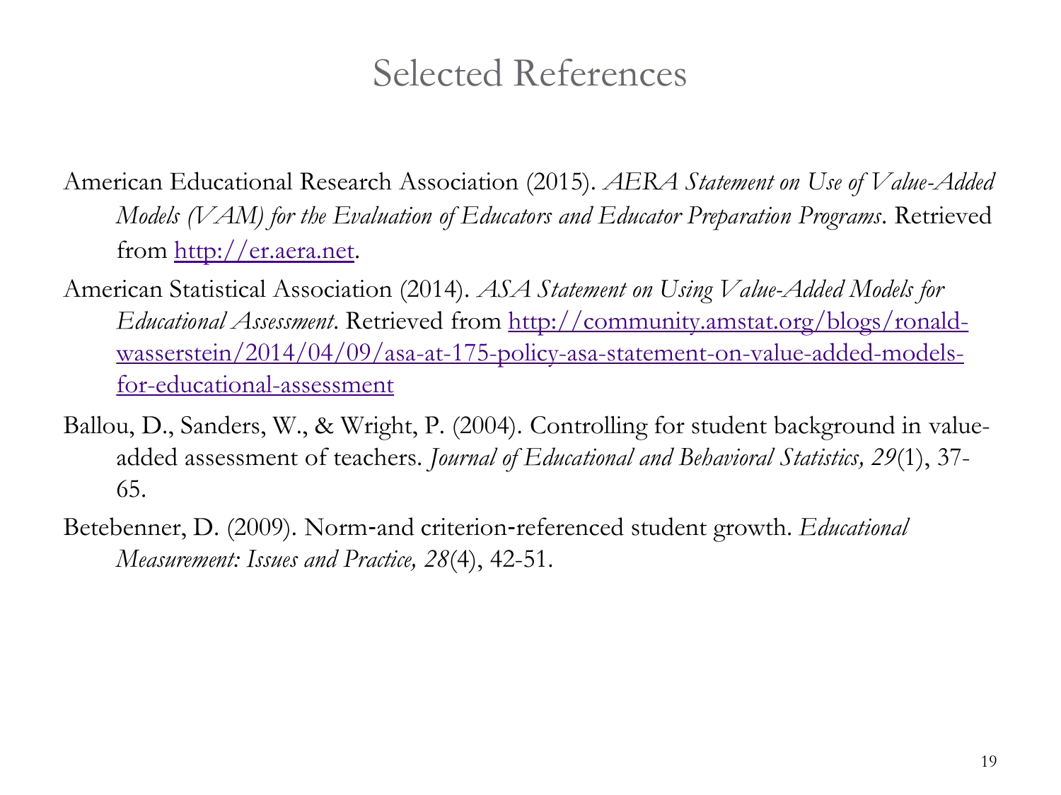# Selected References

American Educational Research Association (2015). *AERA Statement on Use of Value-Added Models (VAM) for the Evaluation of Educators and Educator Preparation Programs*. Retrieved from [http://er.aera.net](http://er.aera.net).

American Statistical Association (2014). *ASA Statement on Using Value-Added Models for Educational Assessment*. Retrieved from [http://community.amstat.org/blogs/ronald-wasserstein/2014/04/09/asa-at-175-policy-asa-statement-on-value-added-models-for-educational-assessment](http://community.amstat.org/blogs/ronald-wasserstein/2014/04/09/asa-at-175-policy-asa-statement-on-value-added-models-for-educational-assessment)

Ballou, D., Sanders, W., & Wright, P. (2004). Controlling for student background in value-added assessment of teachers. *Journal of Educational and Behavioral Statistics, 29*(1), 37-65.

Betebenner, D. (2009). Norm-and criterion-referenced student growth. *Educational Measurement: Issues and Practice, 28*(4), 42-51.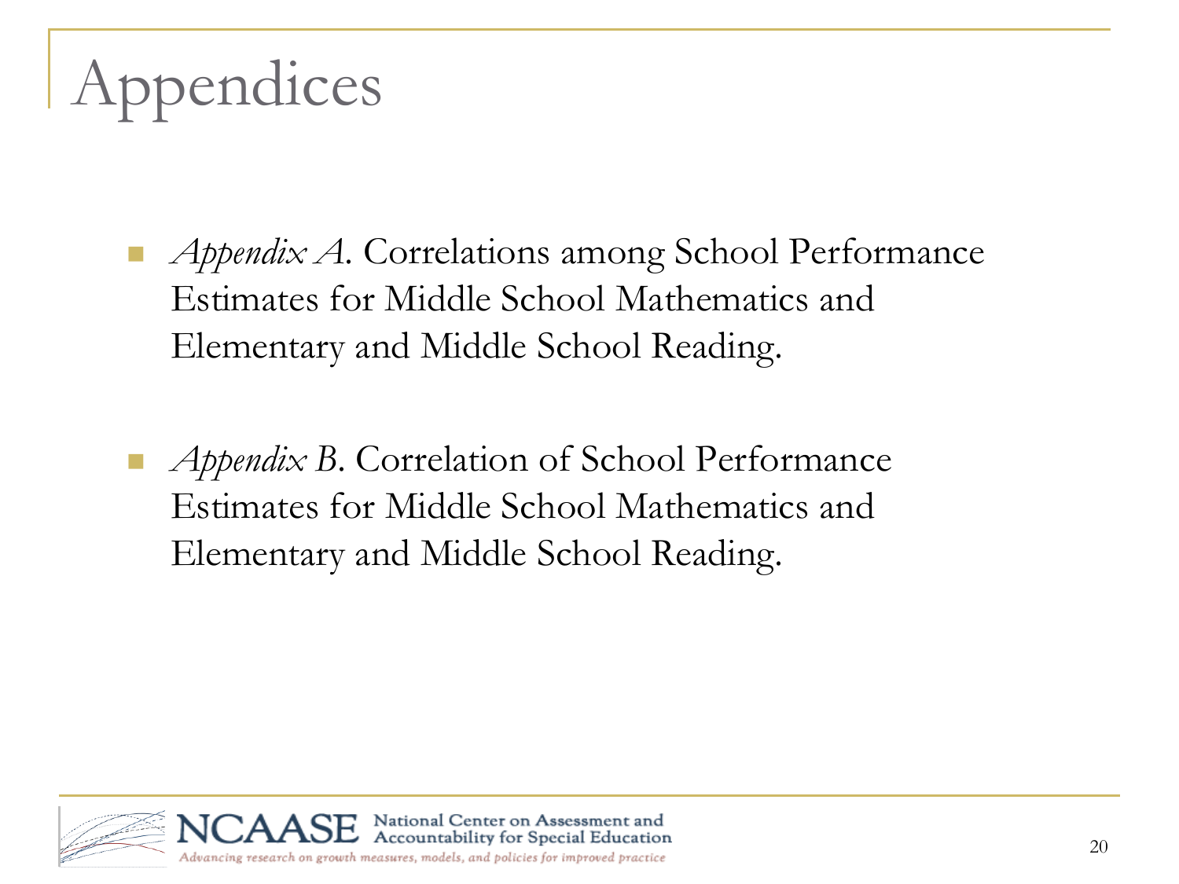# Appendices

- *Appendix A*. Correlations among School Performance Estimates for Middle School Mathematics and Elementary and Middle School Reading.

- *Appendix B*. Correlation of School Performance Estimates for Middle School Mathematics and Elementary and Middle School Reading.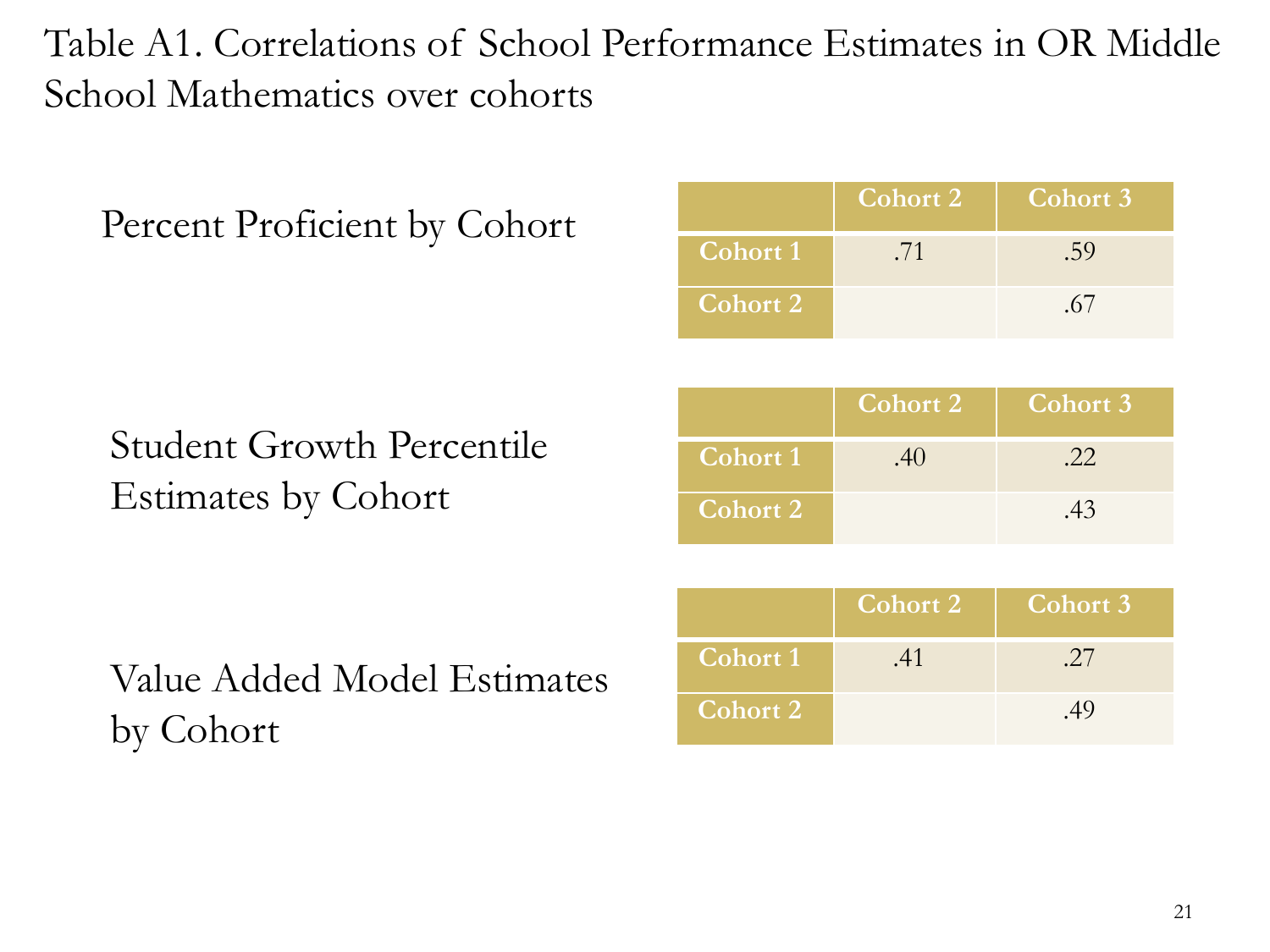# Table A1. Correlations of School Performance Estimates in OR Middle School Mathematics over cohorts

Percent Proficient by Cohort

| | Cohort 2 | Cohort 3 |
|---|---|---|
| Cohort 1 | .71 | .59 |
| Cohort 2 | | .67 |

Student Growth Percentile Estimates by Cohort

| | Cohort 2 | Cohort 3 |
|---|---|---|
| Cohort 1 | .40 | .22 |
| Cohort 2 | | .43 |

Value Added Model Estimates by Cohort

| | Cohort 2 | Cohort 3 |
|---|---|---|
| Cohort 1 | .41 | .27 |
| Cohort 2 | | .49 |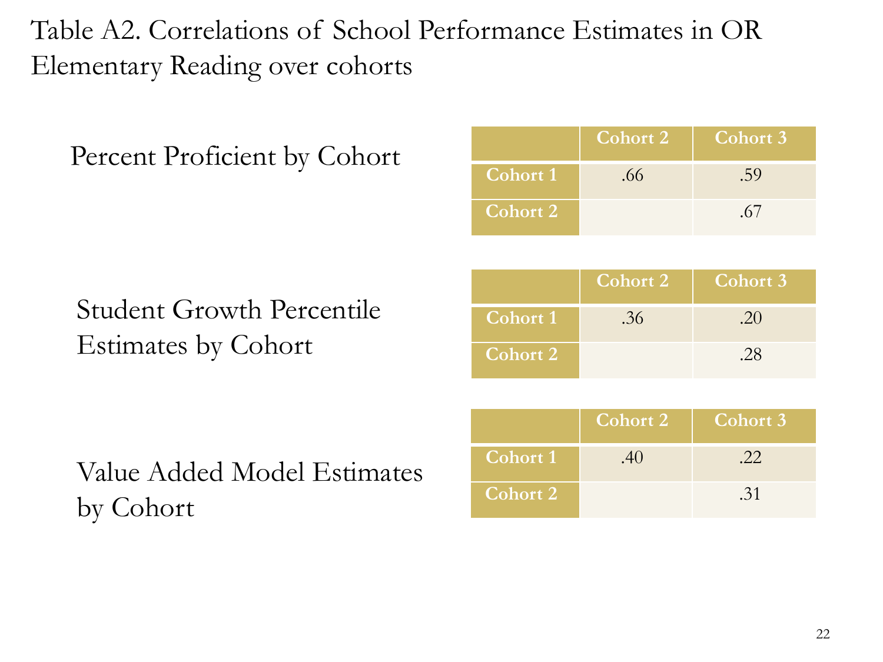# Table A2. Correlations of School Performance Estimates in OR Elementary Reading over cohorts

Percent Proficient by Cohort

| | Cohort 2 | Cohort 3 |
|---|---|---|
| **Cohort 1** | .66 | .59 |
| **Cohort 2** | | .67 |

Student Growth Percentile Estimates by Cohort

| | Cohort 2 | Cohort 3 |
|---|---|---|
| **Cohort 1** | .36 | .20 |
| **Cohort 2** | | .28 |

Value Added Model Estimates by Cohort

| | Cohort 2 | Cohort 3 |
|---|---|---|
| **Cohort 1** | .40 | .22 |
| **Cohort 2** | | .31 |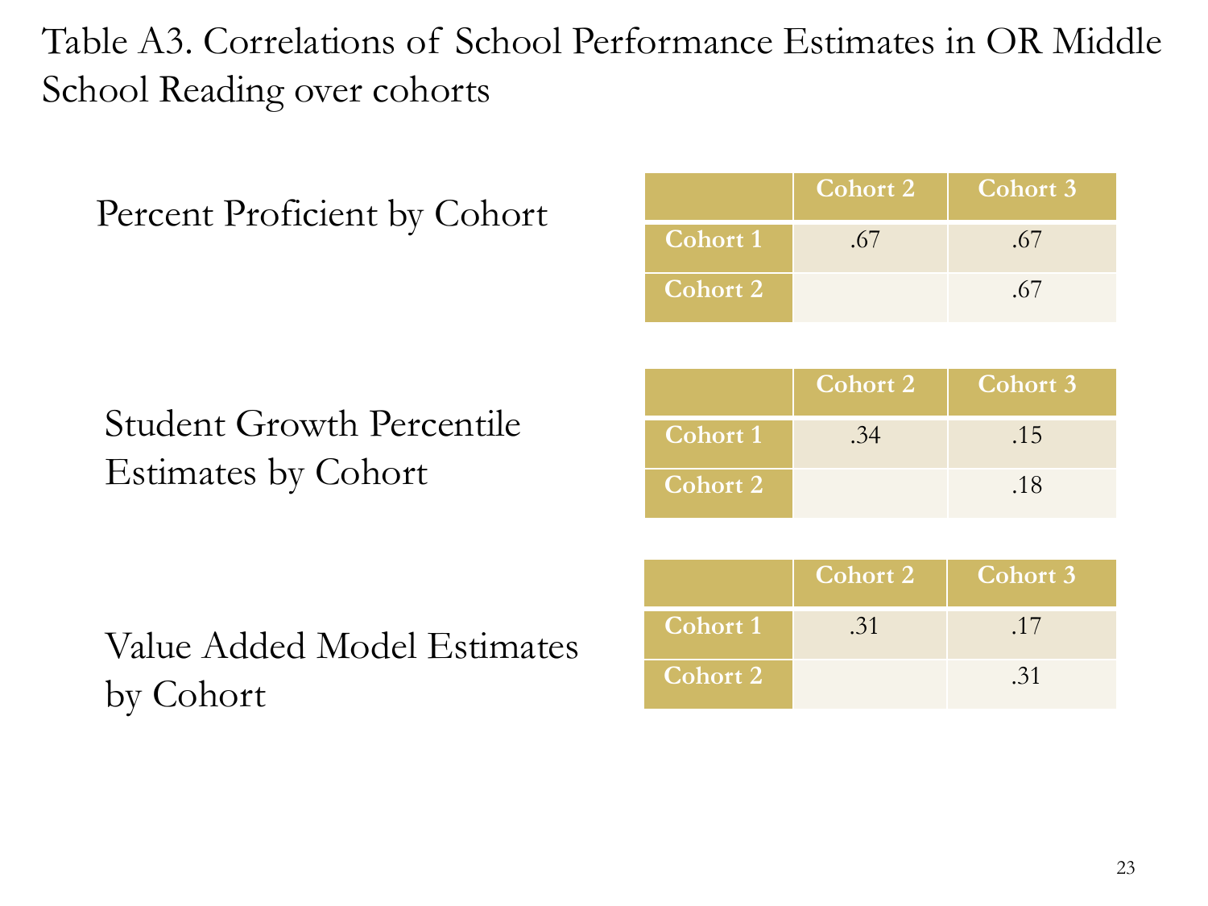# Table A3. Correlations of School Performance Estimates in OR Middle School Reading over cohorts

Percent Proficient by Cohort

| | Cohort 2 | Cohort 3 |
|---|---|---|
| Cohort 1 | .67 | .67 |
| Cohort 2 | | .67 |

Student Growth Percentile Estimates by Cohort

| | Cohort 2 | Cohort 3 |
|---|---|---|
| Cohort 1 | .34 | .15 |
| Cohort 2 | | .18 |

Value Added Model Estimates by Cohort

| | Cohort 2 | Cohort 3 |
|---|---|---|
| Cohort 1 | .31 | .17 |
| Cohort 2 | | .31 |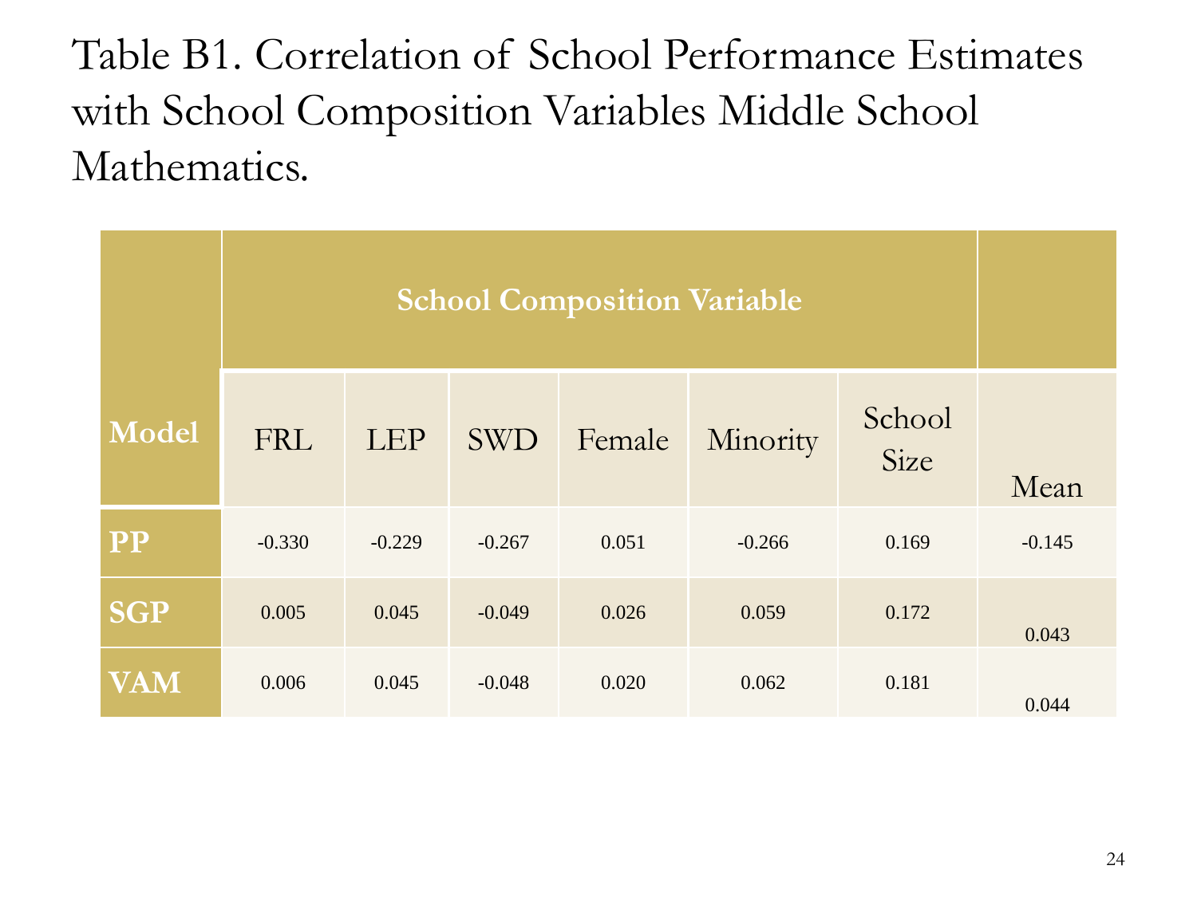# Table B1. Correlation of School Performance Estimates with School Composition Variables Middle School Mathematics.

| Model | School Composition Variable | | | | | | |
|---|---|---|---|---|---|---|---|
| | FRL | LEP | SWD | Female | Minority | School Size | Mean |
| **PP** | -0.330 | -0.229 | -0.267 | 0.051 | -0.266 | 0.169 | -0.145 |
| **SGP** | 0.005 | 0.045 | -0.049 | 0.026 | 0.059 | 0.172 | 0.043 |
| **VAM** | 0.006 | 0.045 | -0.048 | 0.020 | 0.062 | 0.181 | 0.044 |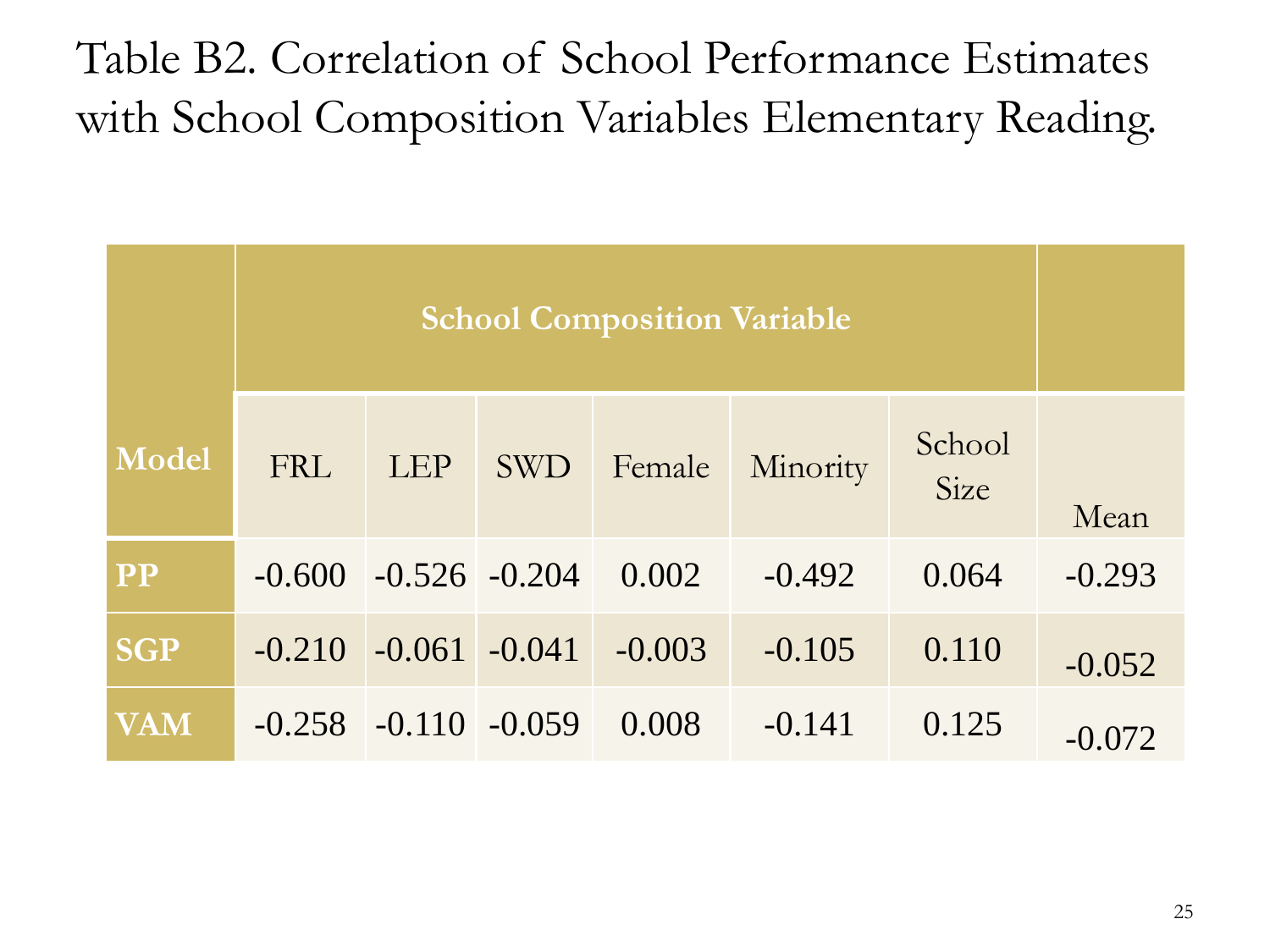# Table B2. Correlation of School Performance Estimates with School Composition Variables Elementary Reading.

| Model | School Composition Variable | | | | | | |
|---|---|---|---|---|---|---|---|
| | FRL | LEP | SWD | Female | Minority | School Size | Mean |
| PP | -0.600 | -0.526 | -0.204 | 0.002 | -0.492 | 0.064 | -0.293 |
| SGP | -0.210 | -0.061 | -0.041 | -0.003 | -0.105 | 0.110 | -0.052 |
| VAM | -0.258 | -0.110 | -0.059 | 0.008 | -0.141 | 0.125 | -0.072 |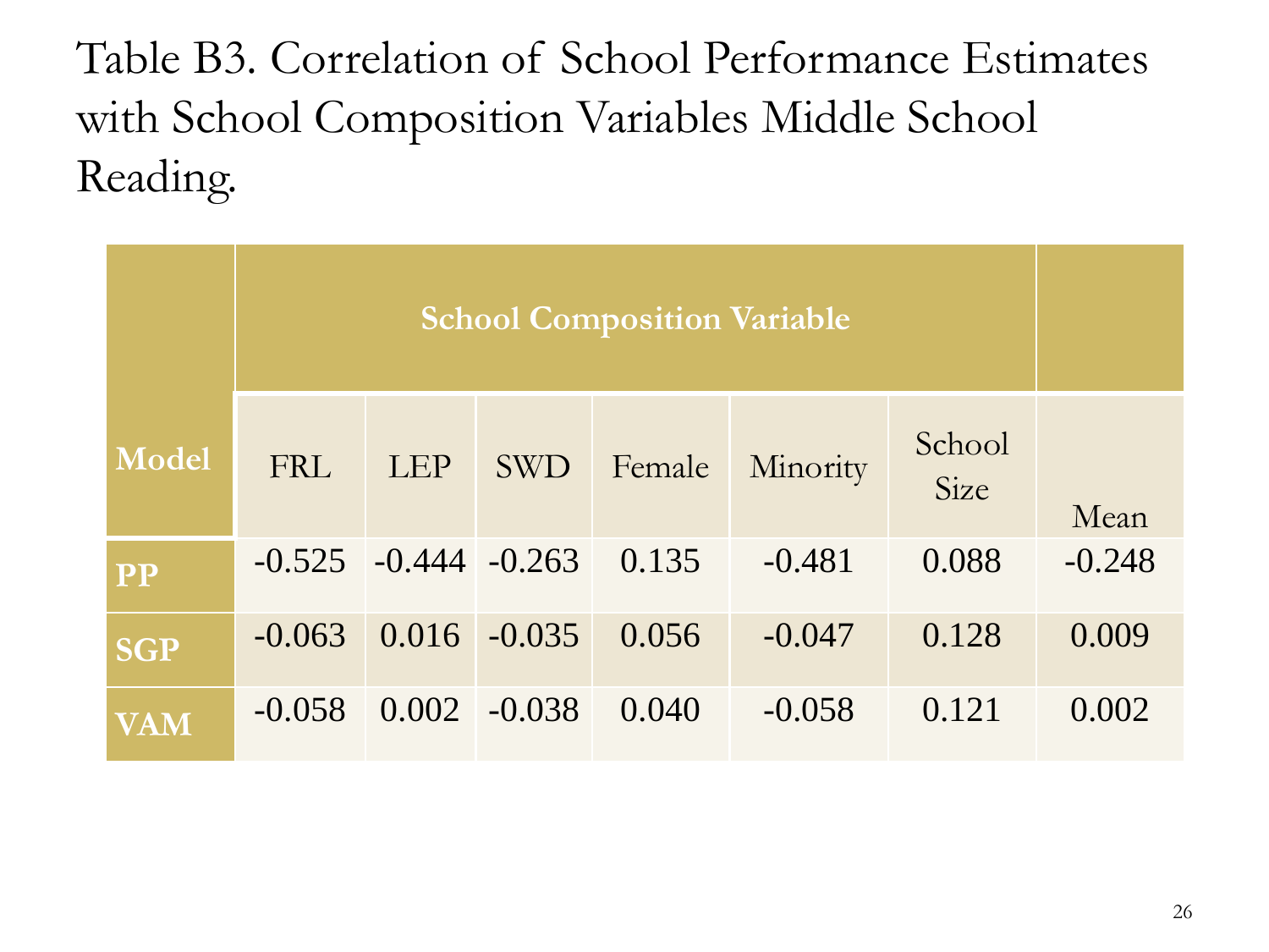# Table B3. Correlation of School Performance Estimates with School Composition Variables Middle School Reading.

| Model | School Composition Variable | | | | | | |
|---|---|---|---|---|---|---|---|
| | FRL | LEP | SWD | Female | Minority | School Size | Mean |
| PP | -0.525 | -0.444 | -0.263 | 0.135 | -0.481 | 0.088 | -0.248 |
| SGP | -0.063 | 0.016 | -0.035 | 0.056 | -0.047 | 0.128 | 0.009 |
| VAM | -0.058 | 0.002 | -0.038 | 0.040 | -0.058 | 0.121 | 0.002 |